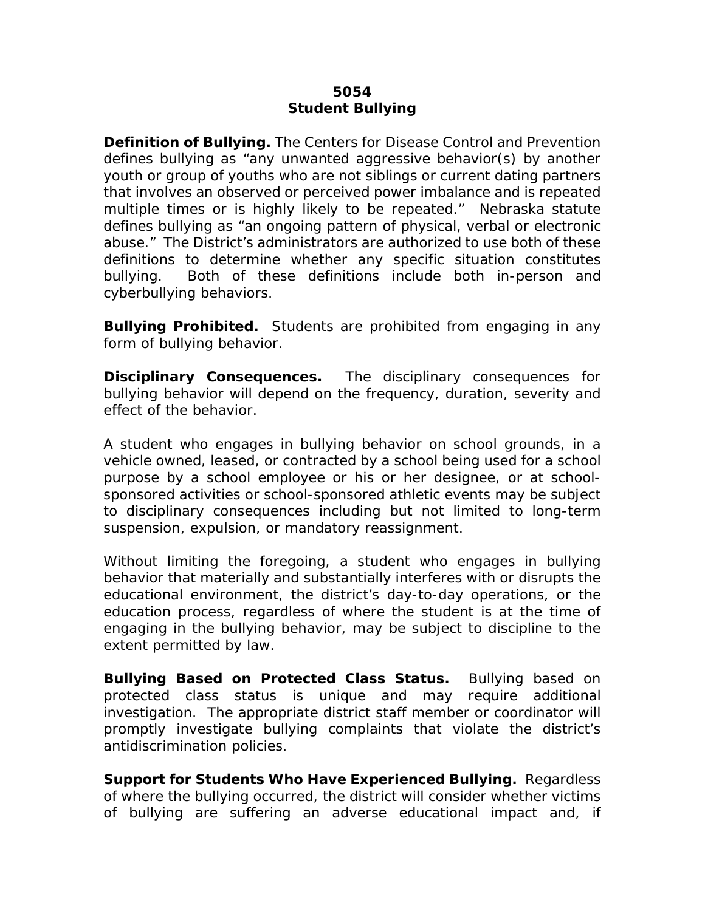# 5054
# Student Bullying

**Definition of Bullying.** The Centers for Disease Control and Prevention defines bullying as "any unwanted aggressive behavior(s) by another youth or group of youths who are not siblings or current dating partners that involves an observed or perceived power imbalance and is repeated multiple times or is highly likely to be repeated." Nebraska statute defines bullying as "an ongoing pattern of physical, verbal or electronic abuse." The District's administrators are authorized to use both of these definitions to determine whether any specific situation constitutes bullying. Both of these definitions include both in-person and cyberbullying behaviors.

**Bullying Prohibited.** Students are prohibited from engaging in any form of bullying behavior.

**Disciplinary Consequences.** The disciplinary consequences for bullying behavior will depend on the frequency, duration, severity and effect of the behavior.

A student who engages in bullying behavior on school grounds, in a vehicle owned, leased, or contracted by a school being used for a school purpose by a school employee or his or her designee, or at school-sponsored activities or school-sponsored athletic events may be subject to disciplinary consequences including but not limited to long-term suspension, expulsion, or mandatory reassignment.

Without limiting the foregoing, a student who engages in bullying behavior that materially and substantially interferes with or disrupts the educational environment, the district's day-to-day operations, or the education process, regardless of where the student is at the time of engaging in the bullying behavior, may be subject to discipline to the extent permitted by law.

**Bullying Based on Protected Class Status.** Bullying based on protected class status is unique and may require additional investigation. The appropriate district staff member or coordinator will promptly investigate bullying complaints that violate the district's antidiscrimination policies.

**Support for Students Who Have Experienced Bullying.** Regardless of where the bullying occurred, the district will consider whether victims of bullying are suffering an adverse educational impact and, if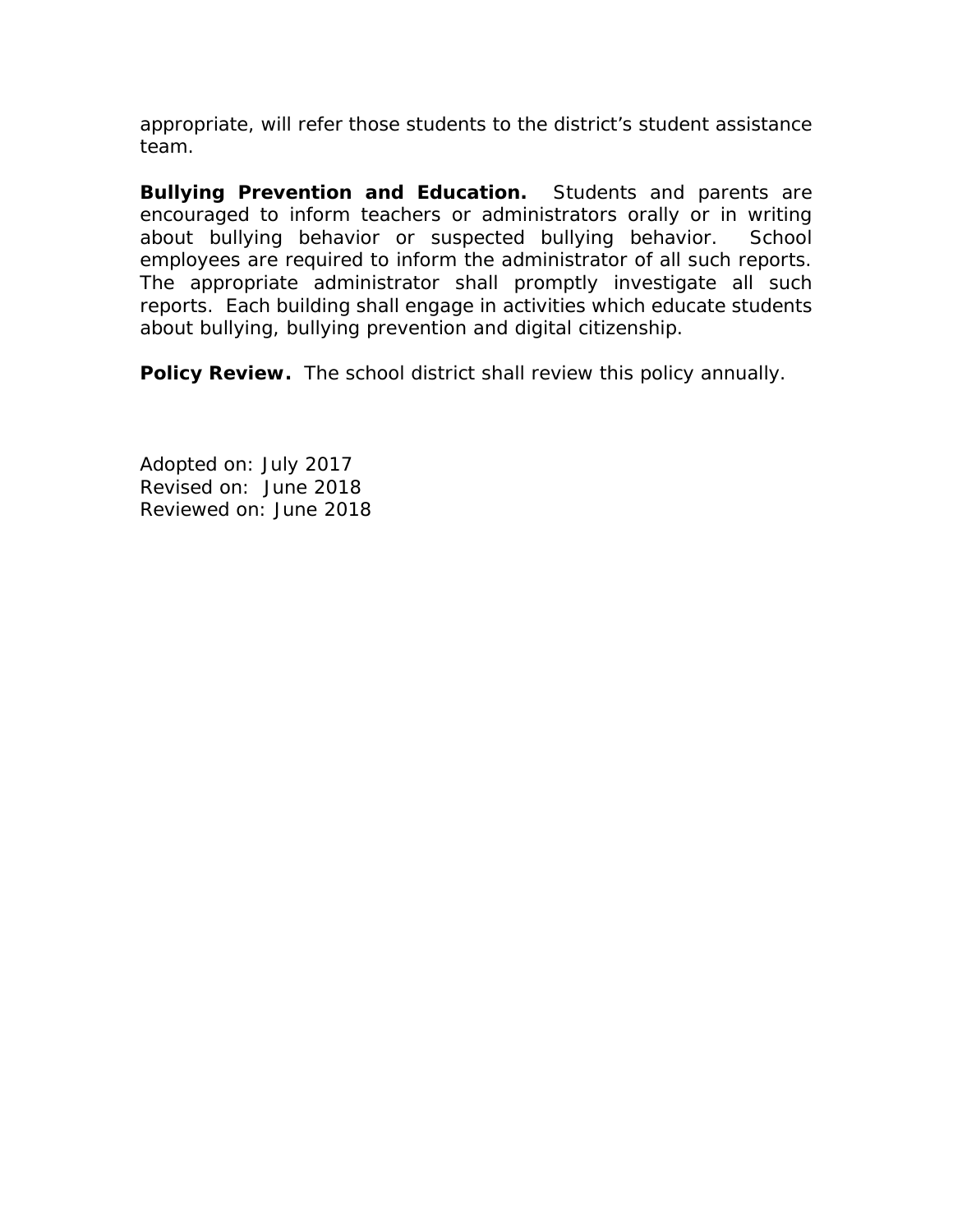appropriate, will refer those students to the district's student assistance team.

**Bullying Prevention and Education.** Students and parents are encouraged to inform teachers or administrators orally or in writing about bullying behavior or suspected bullying behavior. School employees are required to inform the administrator of all such reports. The appropriate administrator shall promptly investigate all such reports. Each building shall engage in activities which educate students about bullying, bullying prevention and digital citizenship.

**Policy Review.** The school district shall review this policy annually.

Adopted on: July 2017
Revised on: June 2018
Reviewed on: June 2018